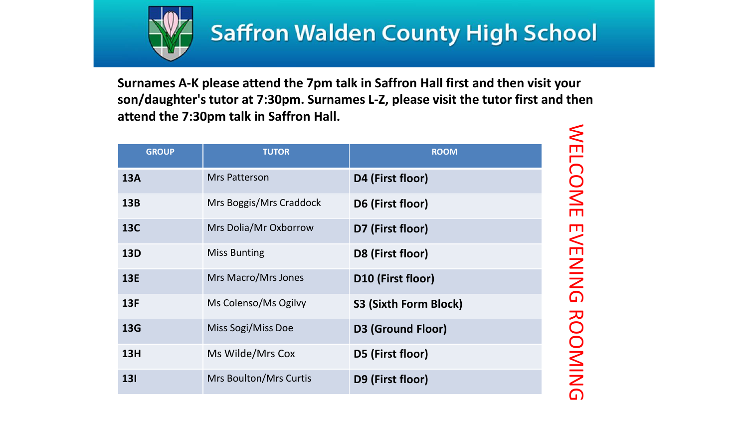# Saffron Walden County High School

## WELCOME EVENING ROOMING

**Surnames A-K please attend the 7pm talk in Saffron Hall first and then visit your son/daughter's tutor at 7:30pm. Surnames L-Z, please visit the tutor first and then attend the 7:30pm talk in Saffron Hall.**

| GROUP | TUTOR | ROOM |
| --- | --- | --- |
| **13A** | Mrs Patterson | **D4 (First floor)** |
| **13B** | Mrs Boggis/Mrs Craddock | **D6 (First floor)** |
| **13C** | Mrs Dolia/Mr Oxborrow | **D7 (First floor)** |
| **13D** | Miss Bunting | **D8 (First floor)** |
| **13E** | Mrs Macro/Mrs Jones | **D10 (First floor)** |
| **13F** | Ms Colenso/Ms Ogilvy | **S3 (Sixth Form Block)** |
| **13G** | Miss Sogi/Miss Doe | **D3 (Ground Floor)** |
| **13H** | Ms Wilde/Mrs Cox | **D5 (First floor)** |
| **13I** | Mrs Boulton/Mrs Curtis | **D9 (First floor)** |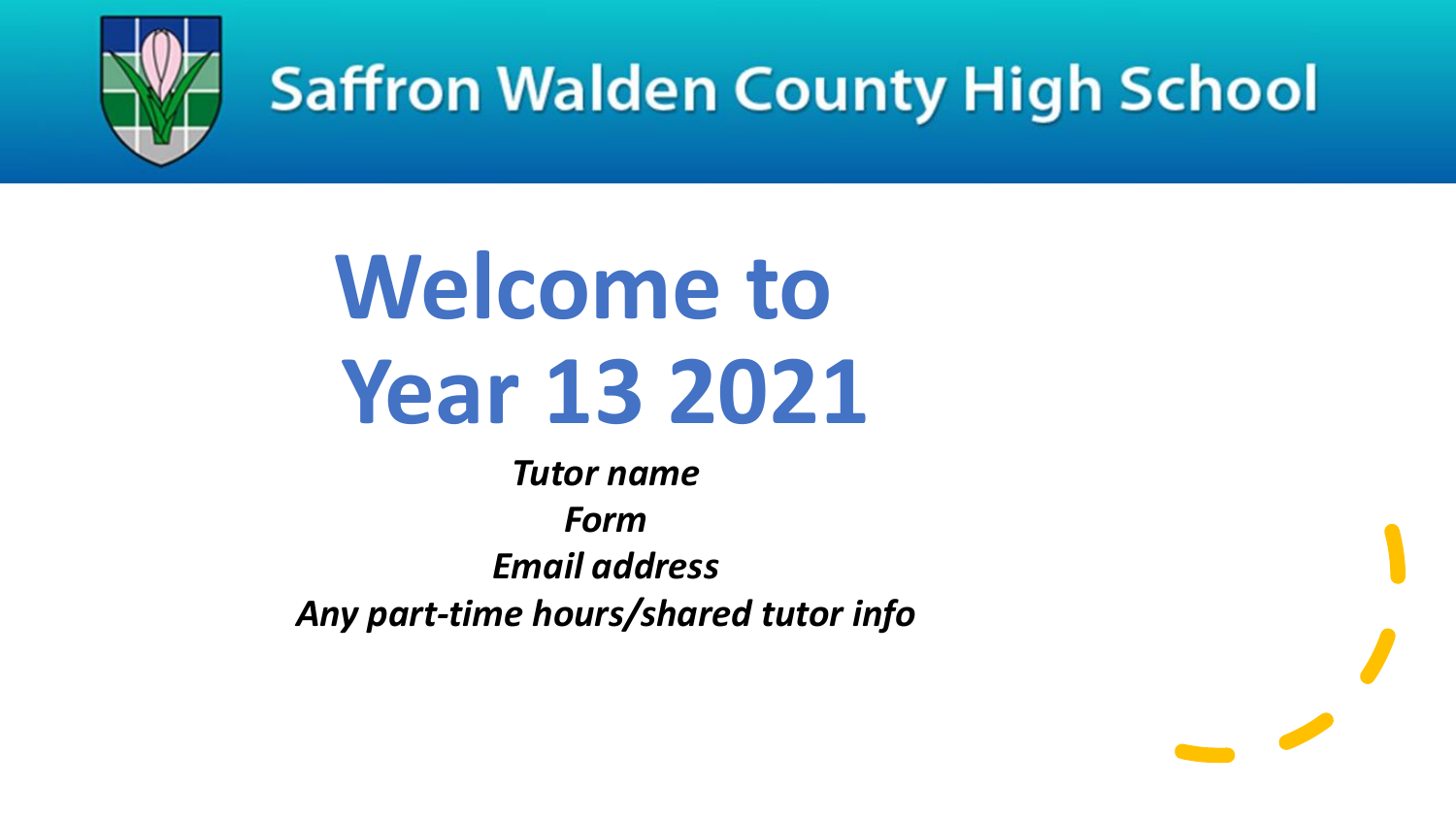Saffron Walden County High School

# Welcome to Year 13 2021

***Tutor name***

***Form***

***Email address***

***Any part-time hours/shared tutor info***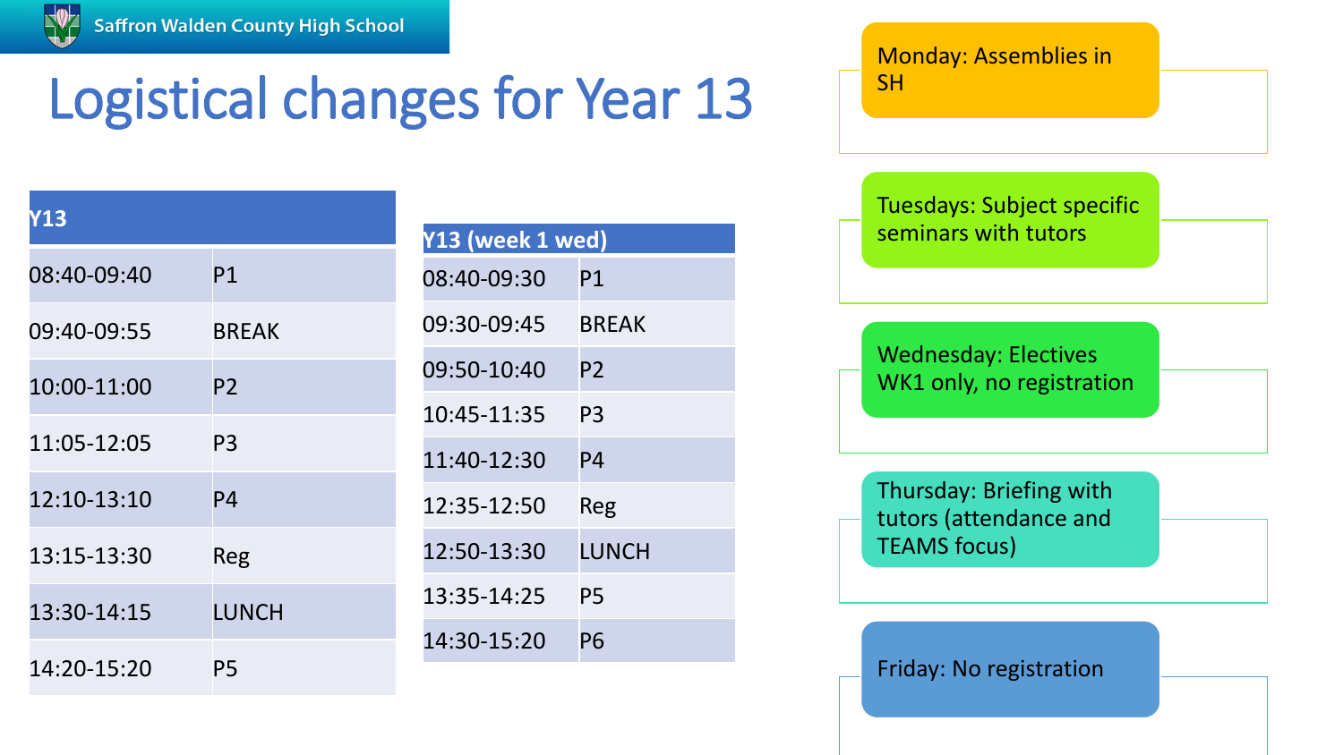# Logistical changes for Year 13

| Y13 | |
|---|---|
| 08:40-09:40 | P1 |
| 09:40-09:55 | BREAK |
| 10:00-11:00 | P2 |
| 11:05-12:05 | P3 |
| 12:10-13:10 | P4 |
| 13:15-13:30 | Reg |
| 13:30-14:15 | LUNCH |
| 14:20-15:20 | P5 |

| Y13 (week 1 wed) | |
|---|---|
| 08:40-09:30 | P1 |
| 09:30-09:45 | BREAK |
| 09:50-10:40 | P2 |
| 10:45-11:35 | P3 |
| 11:40-12:30 | P4 |
| 12:35-12:50 | Reg |
| 12:50-13:30 | LUNCH |
| 13:35-14:25 | P5 |
| 14:30-15:20 | P6 |

- Monday: Assemblies in SH
- Tuesdays: Subject specific seminars with tutors
- Wednesday: Electives WK1 only, no registration
- Thursday: Briefing with tutors (attendance and TEAMS focus)
- Friday: No registration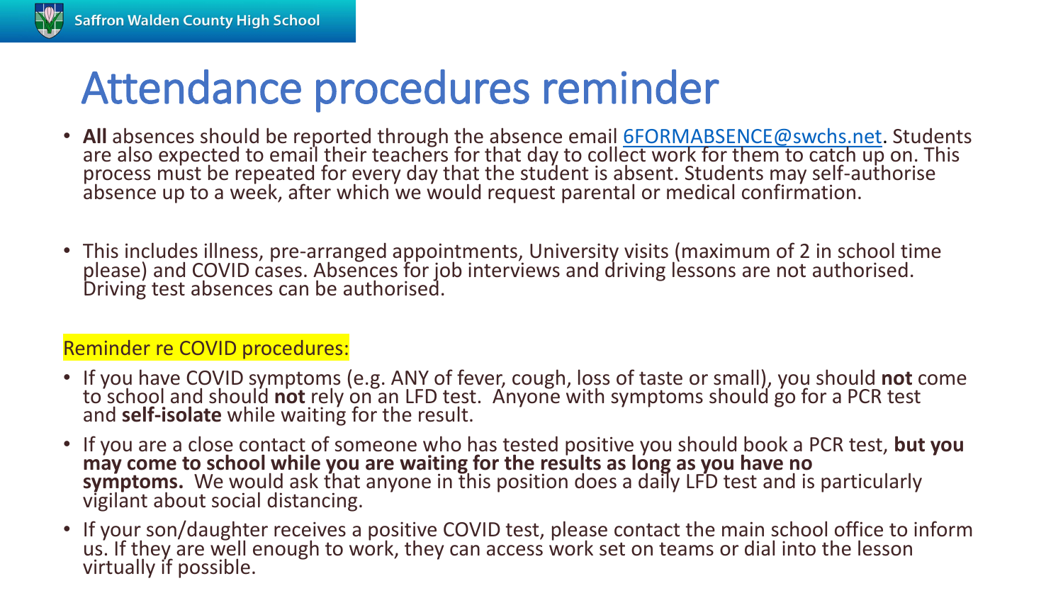# Attendance procedures reminder

- **All** absences should be reported through the absence email 6FORMABSENCE@swchs.net. Students are also expected to email their teachers for that day to collect work for them to catch up on. This process must be repeated for every day that the student is absent. Students may self-authorise absence up to a week, after which we would request parental or medical confirmation.

- This includes illness, pre-arranged appointments, University visits (maximum of 2 in school time please) and COVID cases. Absences for job interviews and driving lessons are not authorised. Driving test absences can be authorised.

Reminder re COVID procedures:

- If you have COVID symptoms (e.g. ANY of fever, cough, loss of taste or small), you should **not** come to school and should **not** rely on an LFD test. Anyone with symptoms should go for a PCR test and **self-isolate** while waiting for the result.
- If you are a close contact of someone who has tested positive you should book a PCR test, **but you may come to school while you are waiting for the results as long as you have no symptoms.** We would ask that anyone in this position does a daily LFD test and is particularly vigilant about social distancing.
- If your son/daughter receives a positive COVID test, please contact the main school office to inform us. If they are well enough to work, they can access work set on teams or dial into the lesson virtually if possible.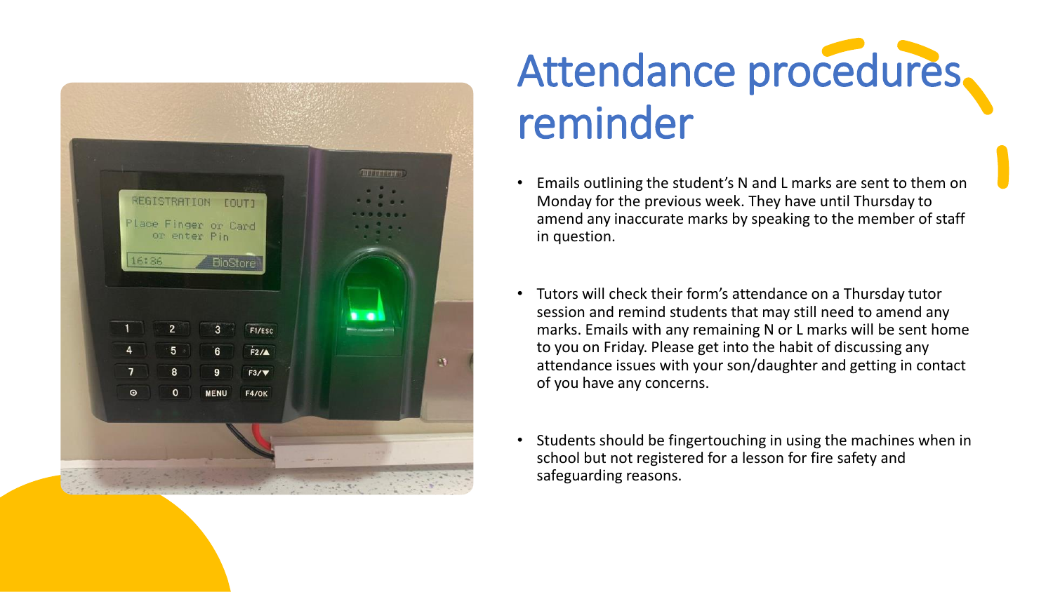# Attendance procedures reminder

- Emails outlining the student's N and L marks are sent to them on Monday for the previous week. They have until Thursday to amend any inaccurate marks by speaking to the member of staff in question.

- Tutors will check their form's attendance on a Thursday tutor session and remind students that may still need to amend any marks. Emails with any remaining N or L marks will be sent home to you on Friday. Please get into the habit of discussing any attendance issues with your son/daughter and getting in contact of you have any concerns.

- Students should be fingertouching in using the machines when in school but not registered for a lesson for fire safety and safeguarding reasons.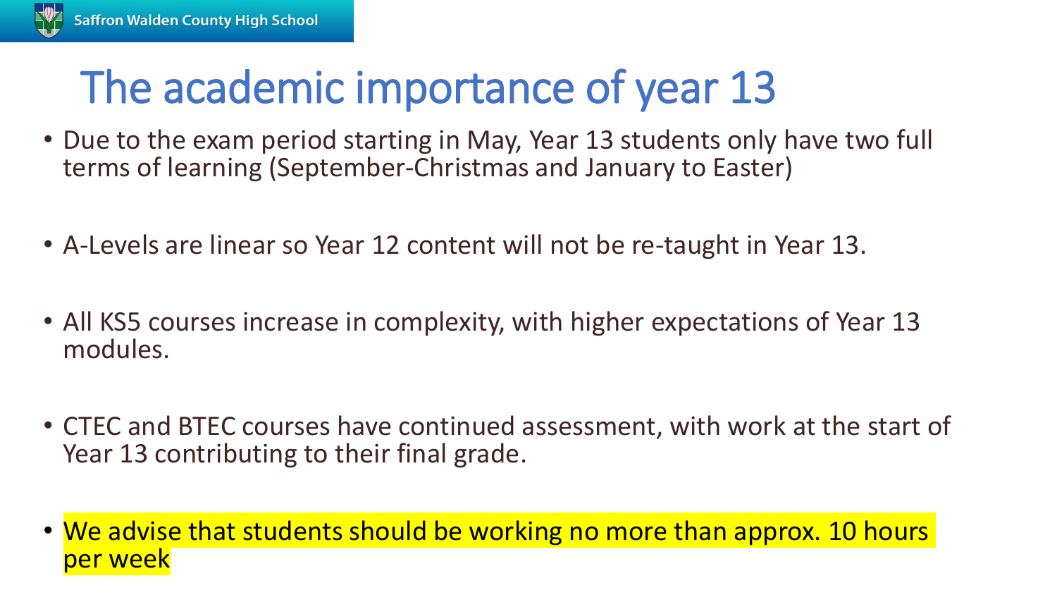# The academic importance of year 13

- Due to the exam period starting in May, Year 13 students only have two full terms of learning (September-Christmas and January to Easter)
- A-Levels are linear so Year 12 content will not be re-taught in Year 13.
- All KS5 courses increase in complexity, with higher expectations of Year 13 modules.
- CTEC and BTEC courses have continued assessment, with work at the start of Year 13 contributing to their final grade.
- We advise that students should be working no more than approx. 10 hours per week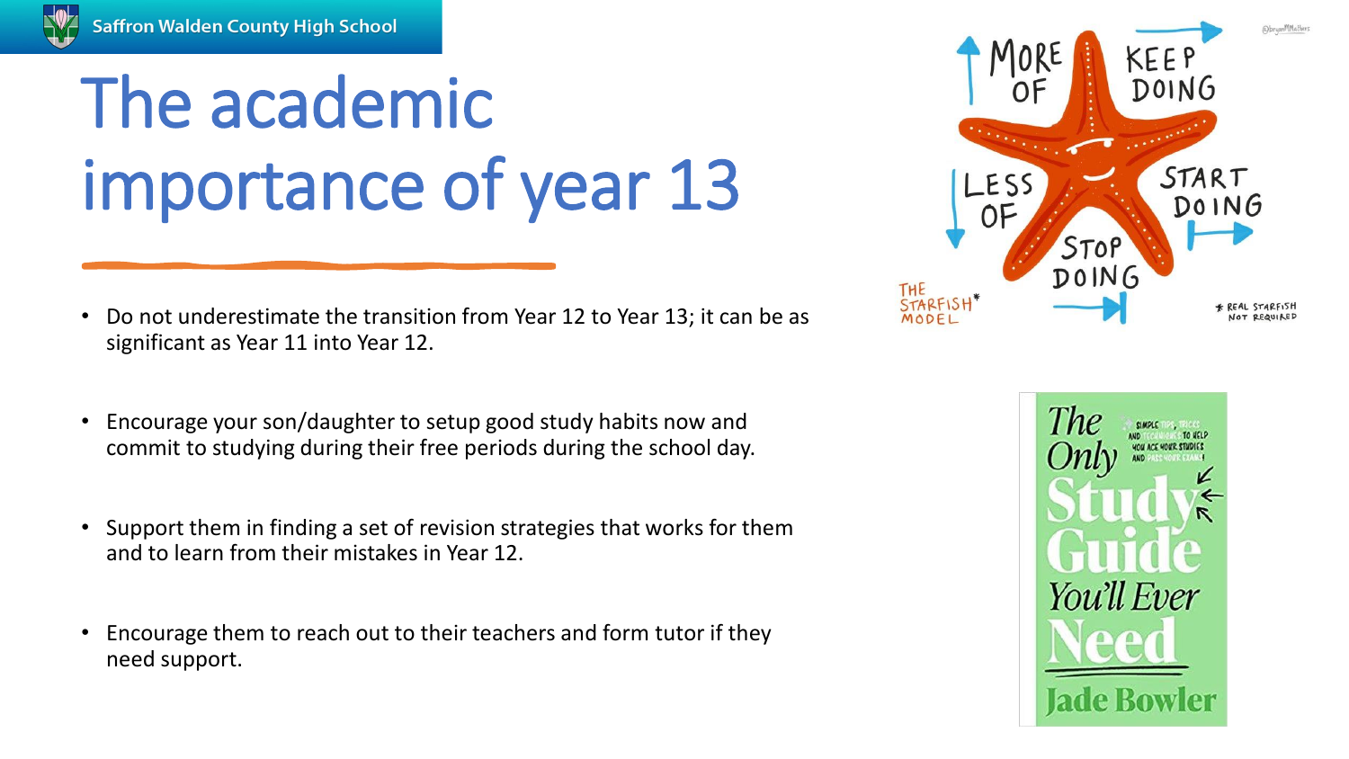# The academic importance of year 13

- Do not underestimate the transition from Year 12 to Year 13; it can be as significant as Year 11 into Year 12.
- Encourage your son/daughter to setup good study habits now and commit to studying during their free periods during the school day.
- Support them in finding a set of revision strategies that works for them and to learn from their mistakes in Year 12.
- Encourage them to reach out to their teachers and form tutor if they need support.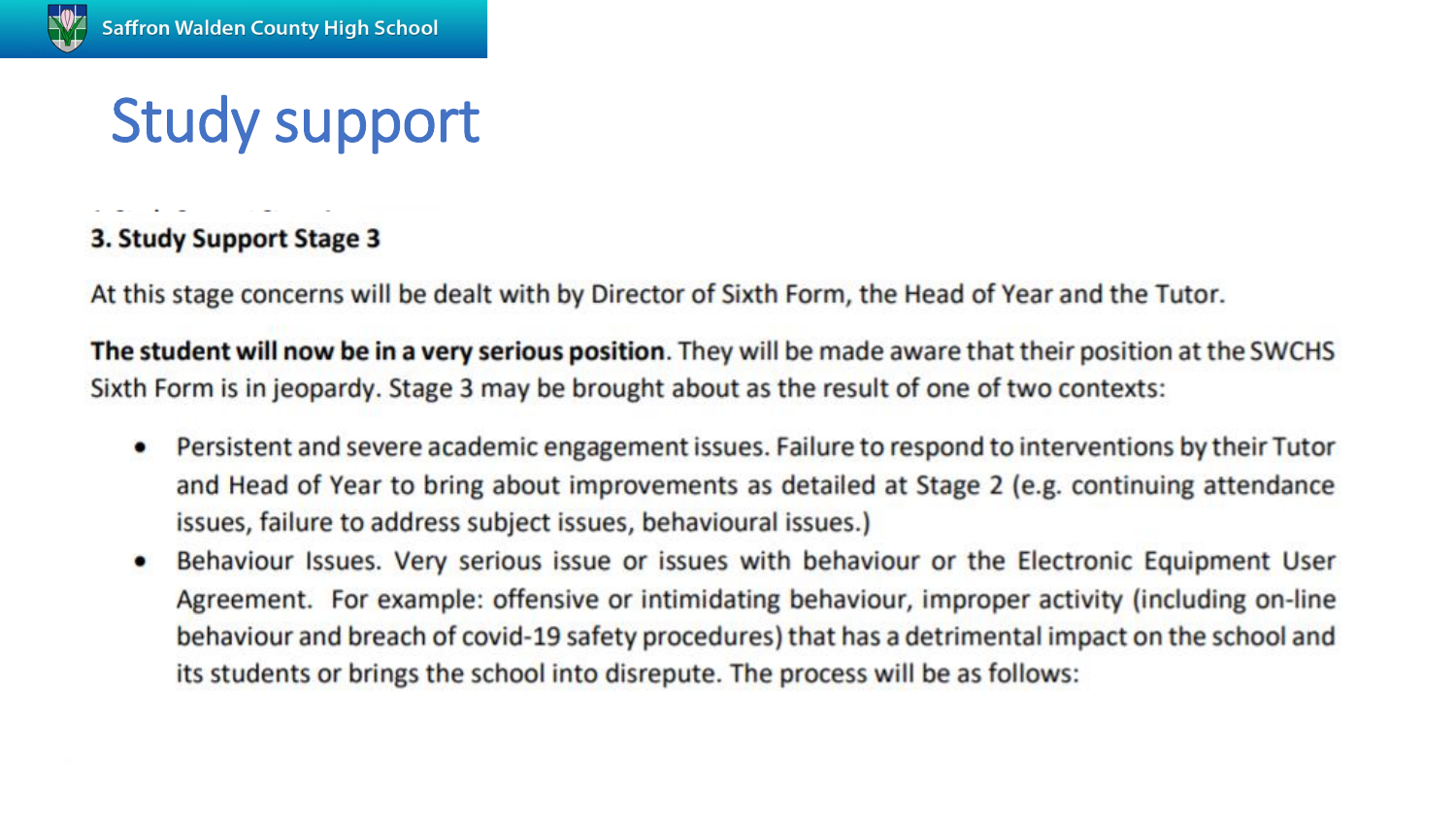# Study support

### 3. Study Support Stage 3

At this stage concerns will be dealt with by Director of Sixth Form, the Head of Year and the Tutor.

**The student will now be in a very serious position**. They will be made aware that their position at the SWCHS Sixth Form is in jeopardy. Stage 3 may be brought about as the result of one of two contexts:

- Persistent and severe academic engagement issues. Failure to respond to interventions by their Tutor and Head of Year to bring about improvements as detailed at Stage 2 (e.g. continuing attendance issues, failure to address subject issues, behavioural issues.)
- Behaviour Issues. Very serious issue or issues with behaviour or the Electronic Equipment User Agreement. For example: offensive or intimidating behaviour, improper activity (including on-line behaviour and breach of covid-19 safety procedures) that has a detrimental impact on the school and its students or brings the school into disrepute. The process will be as follows: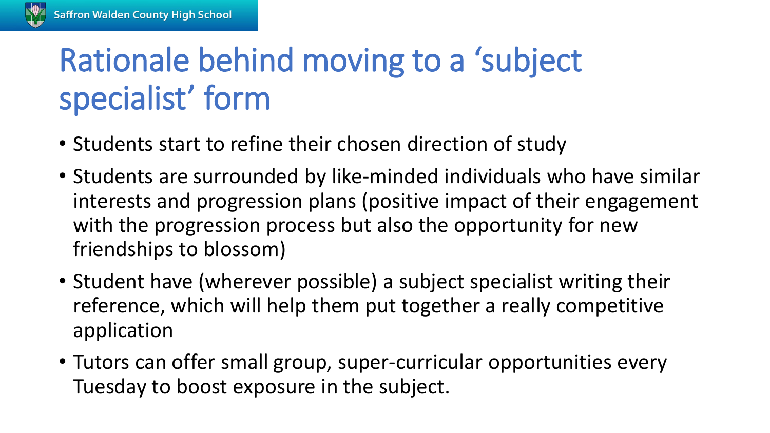# Rationale behind moving to a ‘subject specialist’ form

- Students start to refine their chosen direction of study
- Students are surrounded by like-minded individuals who have similar interests and progression plans (positive impact of their engagement with the progression process but also the opportunity for new friendships to blossom)
- Student have (wherever possible) a subject specialist writing their reference, which will help them put together a really competitive application
- Tutors can offer small group, super-curricular opportunities every Tuesday to boost exposure in the subject.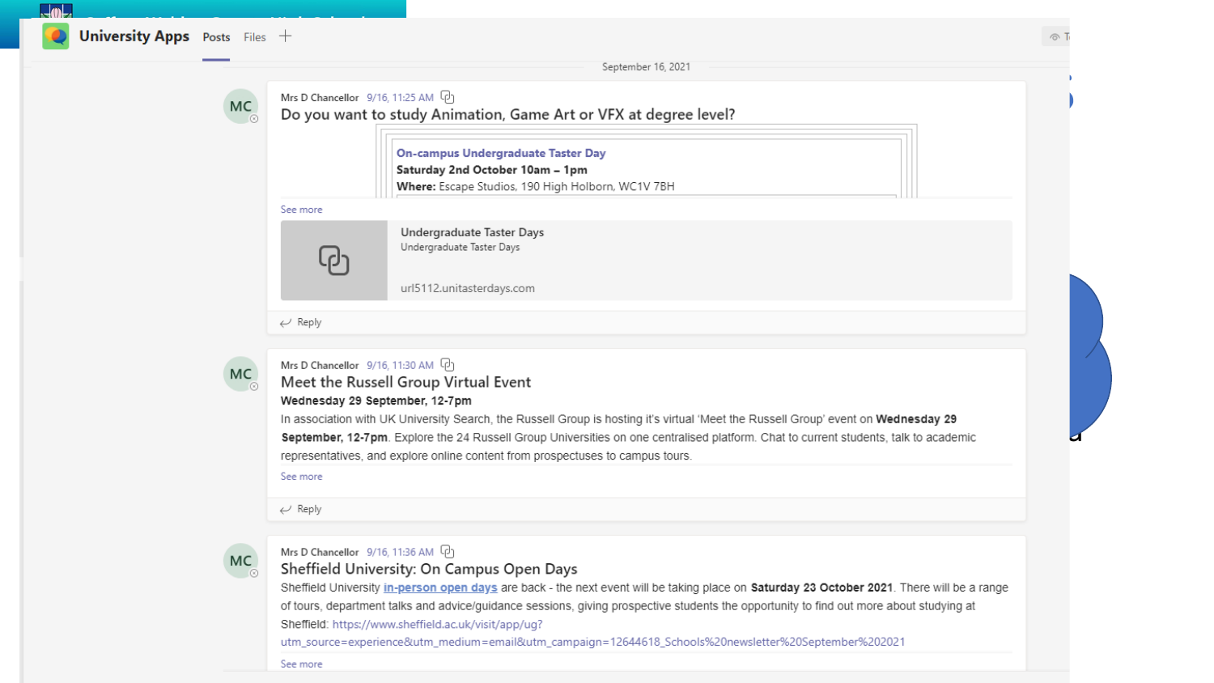University Apps  Posts  Files

September 16, 2021

Mrs D Chancellor 9/16, 11:25 AM

### Do you want to study Animation, Game Art or VFX at degree level?

On-campus Undergraduate Taster Day
**Saturday 2nd October 10am – 1pm**
**Where:** Escape Studios, 190 High Holborn, WC1V 7BH

See more

Undergraduate Taster Days
Undergraduate Taster Days

url5112.unitasterdays.com

Reply

Mrs D Chancellor 9/16, 11:30 AM

### Meet the Russell Group Virtual Event

**Wednesday 29 September, 12-7pm**

In association with UK University Search, the Russell Group is hosting it's virtual 'Meet the Russell Group' event on **Wednesday 29 September, 12-7pm**. Explore the 24 Russell Group Universities on one centralised platform. Chat to current students, talk to academic representatives, and explore online content from prospectuses to campus tours.

See more

Reply

Mrs D Chancellor 9/16, 11:36 AM

### Sheffield University: On Campus Open Days

Sheffield University in-person open days are back - the next event will be taking place on **Saturday 23 October 2021**. There will be a range of tours, department talks and advice/guidance sessions, giving prospective students the opportunity to find out more about studying at Sheffield: https://www.sheffield.ac.uk/visit/app/ug?utm_source=experience&utm_medium=email&utm_campaign=12644618_Schools%20newsletter%20September%202021

See more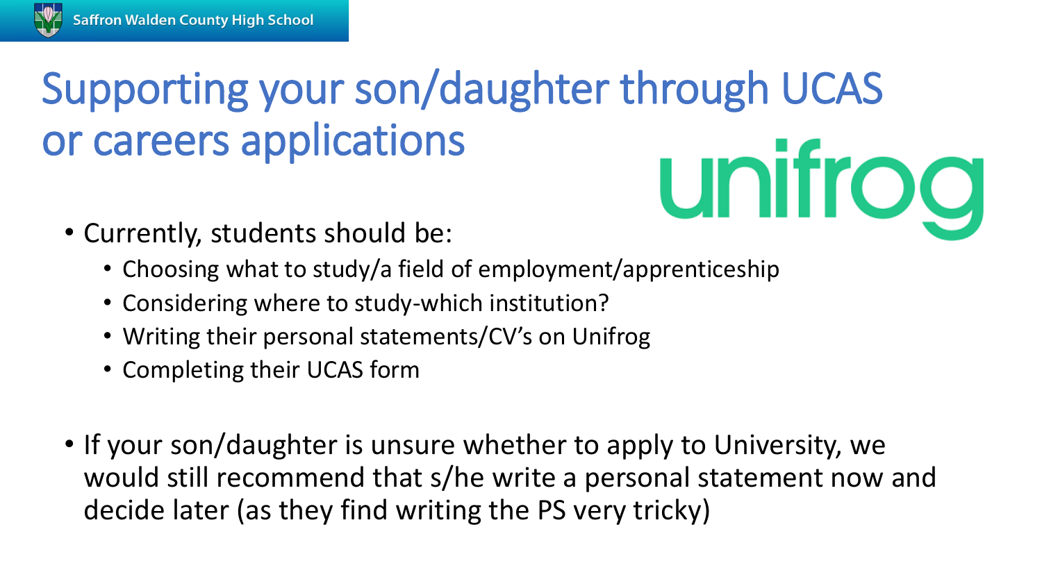# Supporting your son/daughter through UCAS or careers applications

unifrog

- Currently, students should be:
  - Choosing what to study/a field of employment/apprenticeship
  - Considering where to study-which institution?
  - Writing their personal statements/CV's on Unifrog
  - Completing their UCAS form

- If your son/daughter is unsure whether to apply to University, we would still recommend that s/he write a personal statement now and decide later (as they find writing the PS very tricky)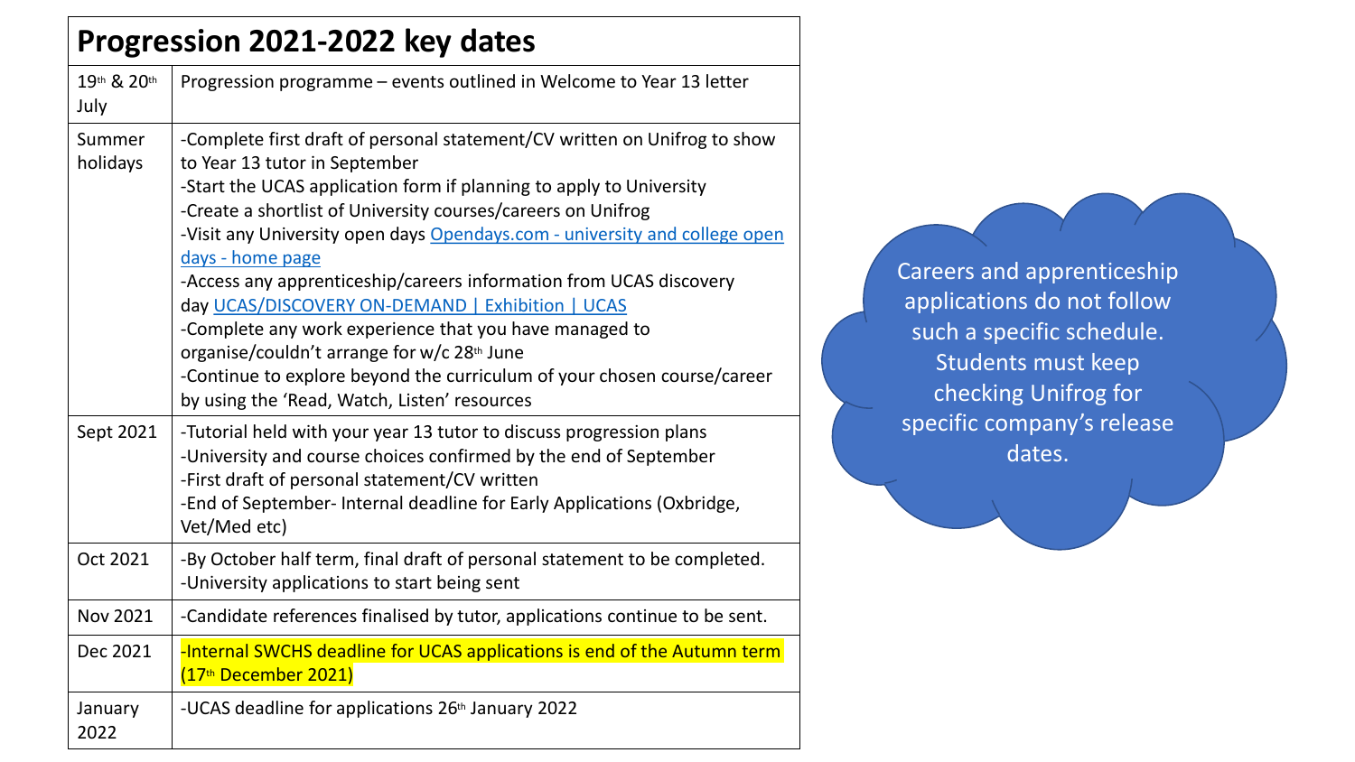| Progression 2021-2022 key dates | |
|---|---|
| 19th & 20th July | Progression programme – events outlined in Welcome to Year 13 letter |
| Summer holidays | -Complete first draft of personal statement/CV written on Unifrog to show to Year 13 tutor in September<br>-Start the UCAS application form if planning to apply to University<br>-Create a shortlist of University courses/careers on Unifrog<br>-Visit any University open days [Opendays.com - university and college open days - home page]<br>-Access any apprenticeship/careers information from UCAS discovery day [UCAS/DISCOVERY ON-DEMAND \| Exhibition \| UCAS]<br>-Complete any work experience that you have managed to organise/couldn't arrange for w/c 28th June<br>-Continue to explore beyond the curriculum of your chosen course/career by using the 'Read, Watch, Listen' resources |
| Sept 2021 | -Tutorial held with your year 13 tutor to discuss progression plans<br>-University and course choices confirmed by the end of September<br>-First draft of personal statement/CV written<br>-End of September- Internal deadline for Early Applications (Oxbridge, Vet/Med etc) |
| Oct 2021 | -By October half term, final draft of personal statement to be completed.<br>-University applications to start being sent |
| Nov 2021 | -Candidate references finalised by tutor, applications continue to be sent. |
| Dec 2021 | -Internal SWCHS deadline for UCAS applications is end of the Autumn term (17th December 2021) |
| January 2022 | -UCAS deadline for applications 26th January 2022 |

Careers and apprenticeship applications do not follow such a specific schedule. Students must keep checking Unifrog for specific company's release dates.